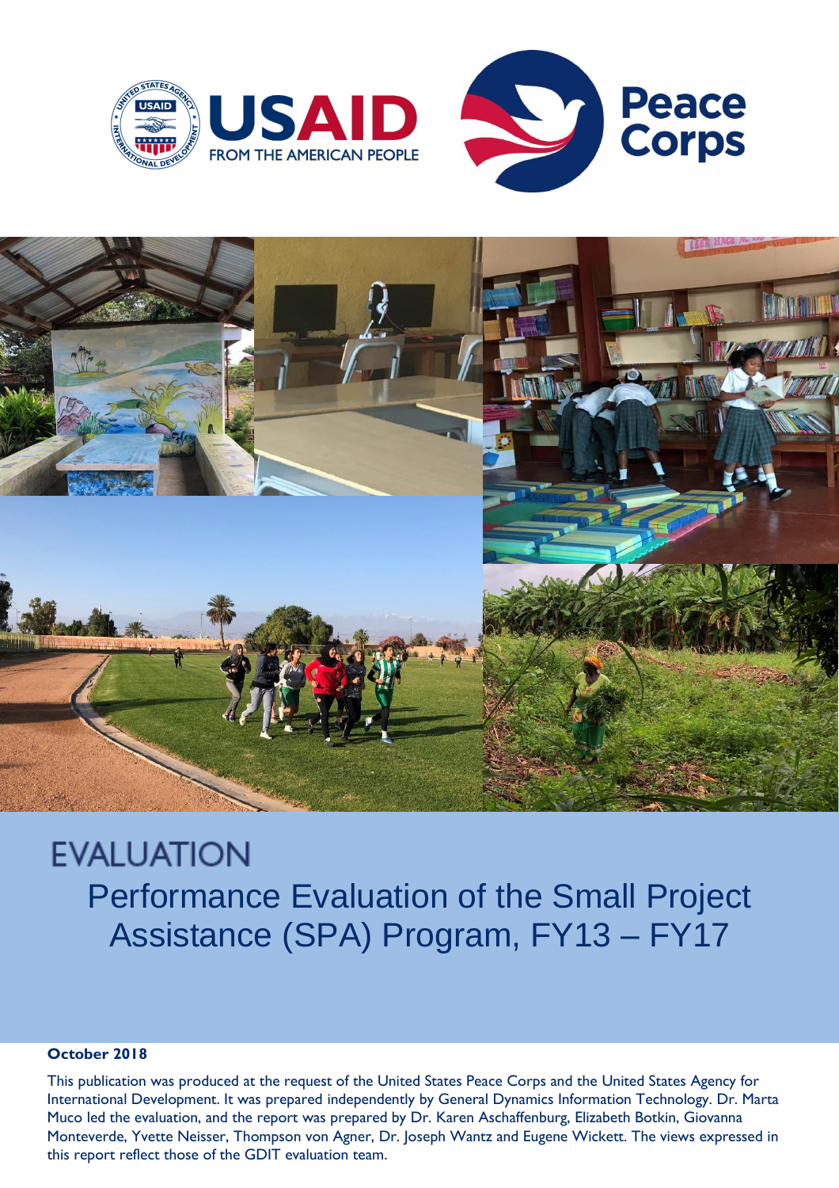# EVALUATION

## Performance Evaluation of the Small Project Assistance (SPA) Program, FY13 – FY17

**October 2018**

This publication was produced at the request of the United States Peace Corps and the United States Agency for International Development. It was prepared independently by General Dynamics Information Technology. Dr. Marta Muco led the evaluation, and the report was prepared by Dr. Karen Aschaffenburg, Elizabeth Botkin, Giovanna Monteverde, Yvette Neisser, Thompson von Agner, Dr. Joseph Wantz and Eugene Wickett. The views expressed in this report reflect those of the GDIT evaluation team.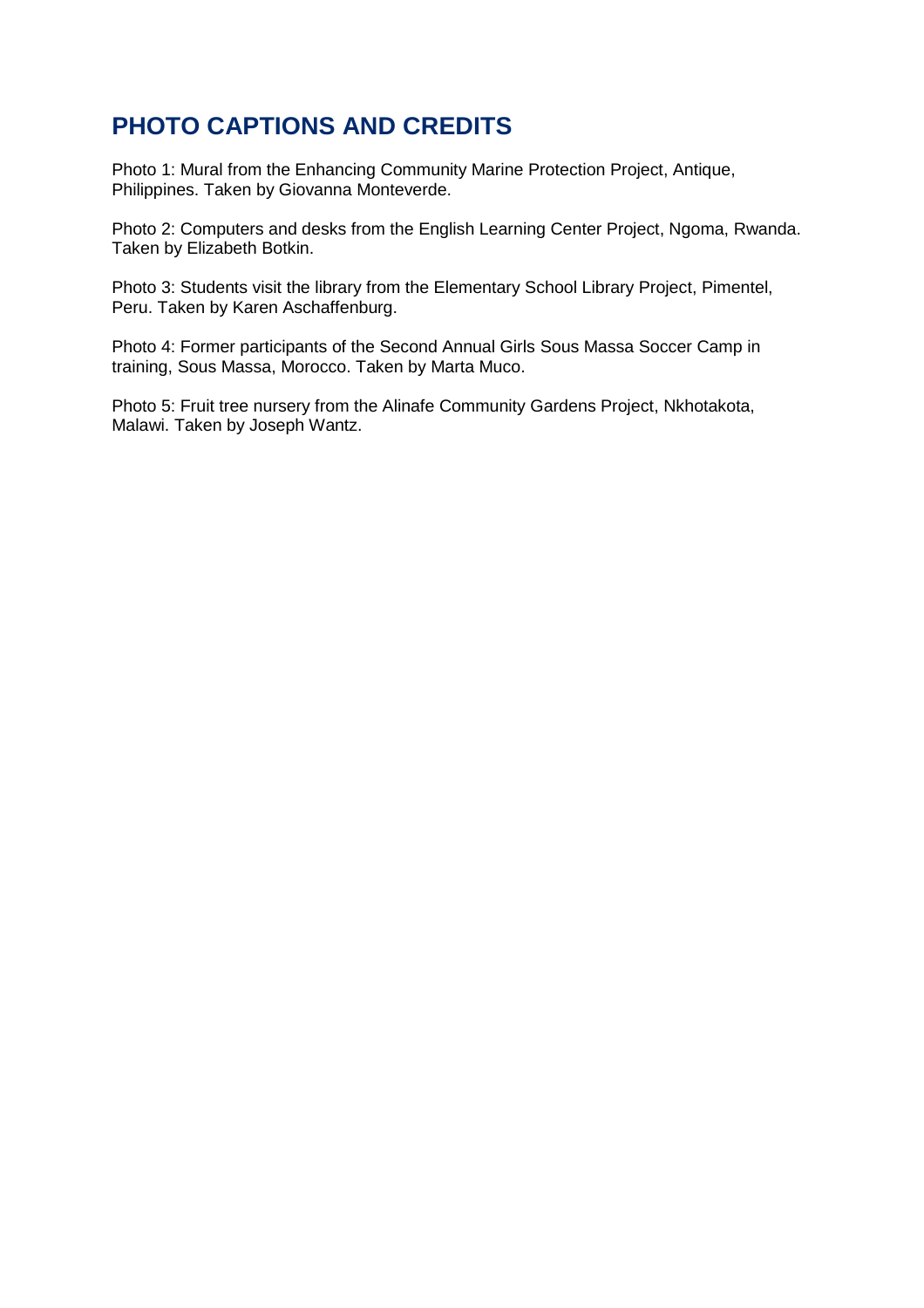## PHOTO CAPTIONS AND CREDITS

Photo 1: Mural from the Enhancing Community Marine Protection Project, Antique, Philippines. Taken by Giovanna Monteverde.

Photo 2: Computers and desks from the English Learning Center Project, Ngoma, Rwanda. Taken by Elizabeth Botkin.

Photo 3: Students visit the library from the Elementary School Library Project, Pimentel, Peru. Taken by Karen Aschaffenburg.

Photo 4: Former participants of the Second Annual Girls Sous Massa Soccer Camp in training, Sous Massa, Morocco. Taken by Marta Muco.

Photo 5: Fruit tree nursery from the Alinafe Community Gardens Project, Nkhotakota, Malawi. Taken by Joseph Wantz.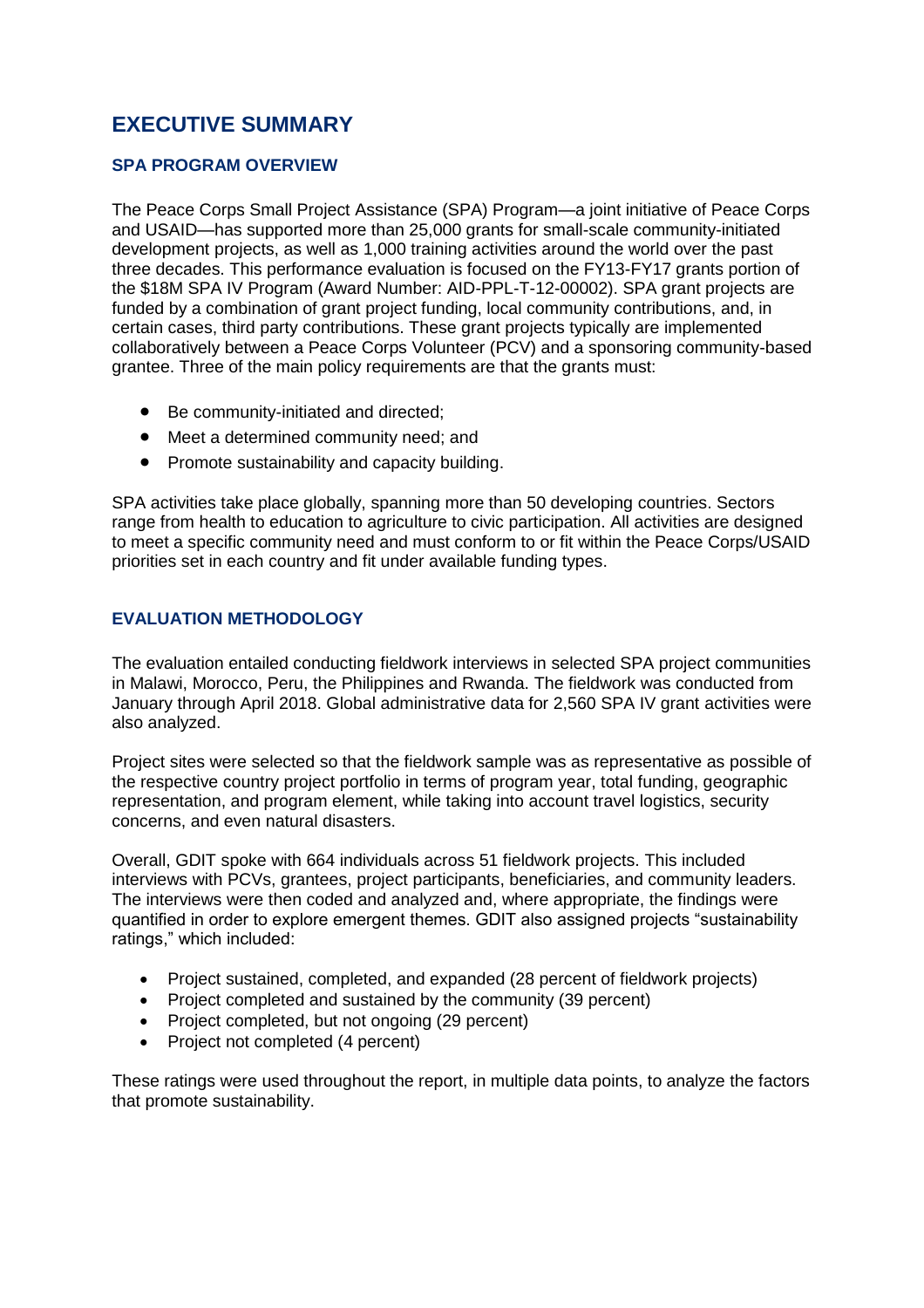# EXECUTIVE SUMMARY

### SPA PROGRAM OVERVIEW

The Peace Corps Small Project Assistance (SPA) Program—a joint initiative of Peace Corps and USAID—has supported more than 25,000 grants for small-scale community-initiated development projects, as well as 1,000 training activities around the world over the past three decades. This performance evaluation is focused on the FY13-FY17 grants portion of the $18M SPA IV Program (Award Number: AID-PPL-T-12-00002). SPA grant projects are funded by a combination of grant project funding, local community contributions, and, in certain cases, third party contributions. These grant projects typically are implemented collaboratively between a Peace Corps Volunteer (PCV) and a sponsoring community-based grantee. Three of the main policy requirements are that the grants must:

- Be community-initiated and directed;
- Meet a determined community need; and
- Promote sustainability and capacity building.

SPA activities take place globally, spanning more than 50 developing countries. Sectors range from health to education to agriculture to civic participation. All activities are designed to meet a specific community need and must conform to or fit within the Peace Corps/USAID priorities set in each country and fit under available funding types.

### EVALUATION METHODOLOGY

The evaluation entailed conducting fieldwork interviews in selected SPA project communities in Malawi, Morocco, Peru, the Philippines and Rwanda. The fieldwork was conducted from January through April 2018. Global administrative data for 2,560 SPA IV grant activities were also analyzed.

Project sites were selected so that the fieldwork sample was as representative as possible of the respective country project portfolio in terms of program year, total funding, geographic representation, and program element, while taking into account travel logistics, security concerns, and even natural disasters.

Overall, GDIT spoke with 664 individuals across 51 fieldwork projects. This included interviews with PCVs, grantees, project participants, beneficiaries, and community leaders. The interviews were then coded and analyzed and, where appropriate, the findings were quantified in order to explore emergent themes. GDIT also assigned projects "sustainability ratings," which included:

- Project sustained, completed, and expanded (28 percent of fieldwork projects)
- Project completed and sustained by the community (39 percent)
- Project completed, but not ongoing (29 percent)
- Project not completed (4 percent)

These ratings were used throughout the report, in multiple data points, to analyze the factors that promote sustainability.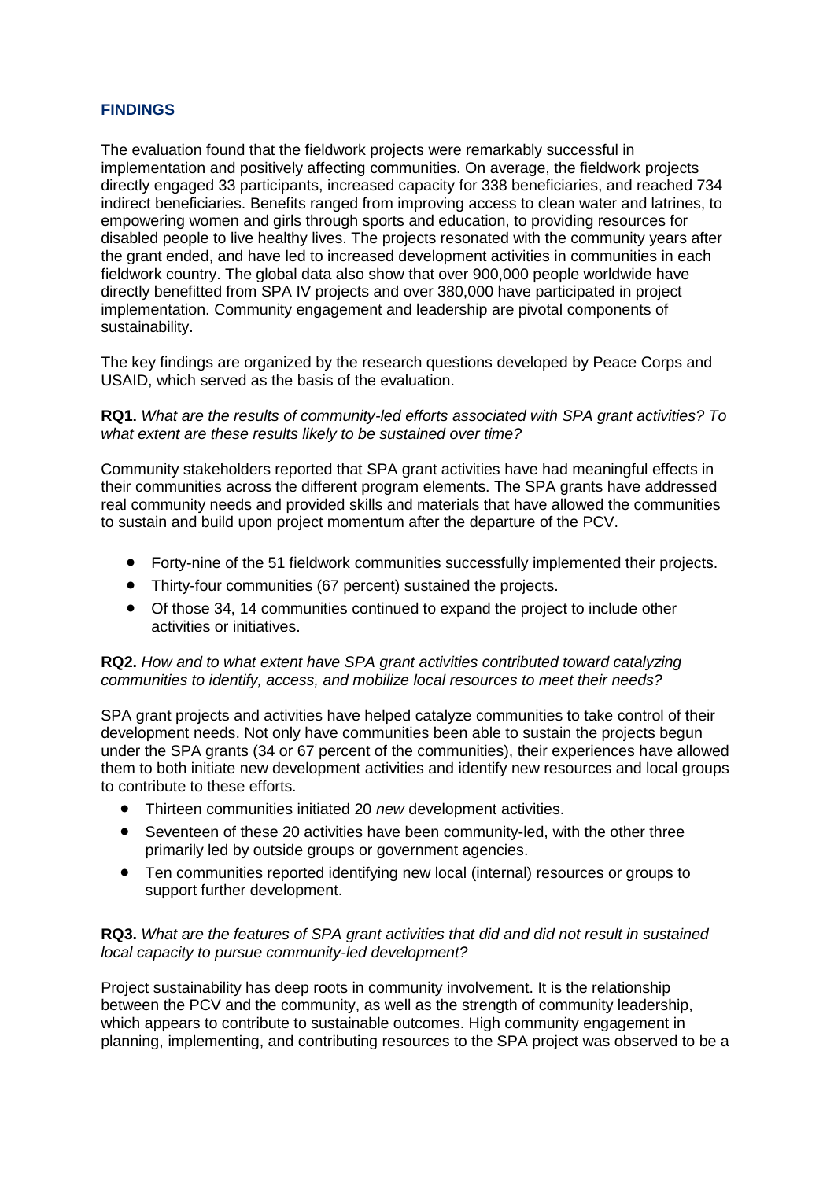## FINDINGS

The evaluation found that the fieldwork projects were remarkably successful in implementation and positively affecting communities. On average, the fieldwork projects directly engaged 33 participants, increased capacity for 338 beneficiaries, and reached 734 indirect beneficiaries. Benefits ranged from improving access to clean water and latrines, to empowering women and girls through sports and education, to providing resources for disabled people to live healthy lives. The projects resonated with the community years after the grant ended, and have led to increased development activities in communities in each fieldwork country. The global data also show that over 900,000 people worldwide have directly benefitted from SPA IV projects and over 380,000 have participated in project implementation. Community engagement and leadership are pivotal components of sustainability.

The key findings are organized by the research questions developed by Peace Corps and USAID, which served as the basis of the evaluation.

**RQ1.** *What are the results of community-led efforts associated with SPA grant activities? To what extent are these results likely to be sustained over time?*

Community stakeholders reported that SPA grant activities have had meaningful effects in their communities across the different program elements. The SPA grants have addressed real community needs and provided skills and materials that have allowed the communities to sustain and build upon project momentum after the departure of the PCV.

- Forty-nine of the 51 fieldwork communities successfully implemented their projects.
- Thirty-four communities (67 percent) sustained the projects.
- Of those 34, 14 communities continued to expand the project to include other activities or initiatives.

**RQ2.** *How and to what extent have SPA grant activities contributed toward catalyzing communities to identify, access, and mobilize local resources to meet their needs?*

SPA grant projects and activities have helped catalyze communities to take control of their development needs. Not only have communities been able to sustain the projects begun under the SPA grants (34 or 67 percent of the communities), their experiences have allowed them to both initiate new development activities and identify new resources and local groups to contribute to these efforts.

- Thirteen communities initiated 20 *new* development activities.
- Seventeen of these 20 activities have been community-led, with the other three primarily led by outside groups or government agencies.
- Ten communities reported identifying new local (internal) resources or groups to support further development.

**RQ3.** *What are the features of SPA grant activities that did and did not result in sustained local capacity to pursue community-led development?*

Project sustainability has deep roots in community involvement. It is the relationship between the PCV and the community, as well as the strength of community leadership, which appears to contribute to sustainable outcomes. High community engagement in planning, implementing, and contributing resources to the SPA project was observed to be a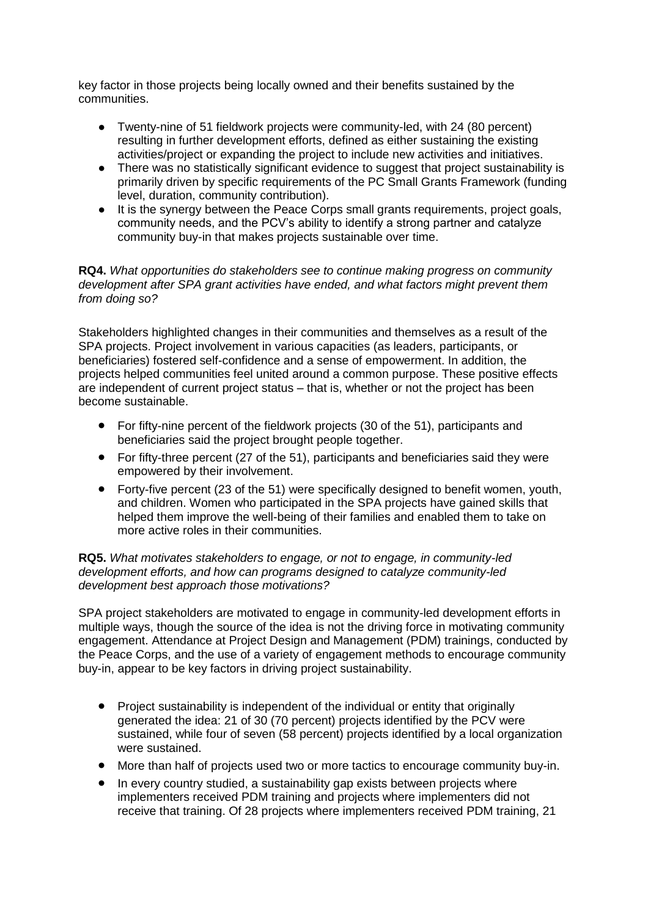key factor in those projects being locally owned and their benefits sustained by the communities.

- Twenty-nine of 51 fieldwork projects were community-led, with 24 (80 percent) resulting in further development efforts, defined as either sustaining the existing activities/project or expanding the project to include new activities and initiatives.
- There was no statistically significant evidence to suggest that project sustainability is primarily driven by specific requirements of the PC Small Grants Framework (funding level, duration, community contribution).
- It is the synergy between the Peace Corps small grants requirements, project goals, community needs, and the PCV's ability to identify a strong partner and catalyze community buy-in that makes projects sustainable over time.

**RQ4.** *What opportunities do stakeholders see to continue making progress on community development after SPA grant activities have ended, and what factors might prevent them from doing so?*

Stakeholders highlighted changes in their communities and themselves as a result of the SPA projects. Project involvement in various capacities (as leaders, participants, or beneficiaries) fostered self-confidence and a sense of empowerment. In addition, the projects helped communities feel united around a common purpose. These positive effects are independent of current project status – that is, whether or not the project has been become sustainable.

- For fifty-nine percent of the fieldwork projects (30 of the 51), participants and beneficiaries said the project brought people together.
- For fifty-three percent (27 of the 51), participants and beneficiaries said they were empowered by their involvement.
- Forty-five percent (23 of the 51) were specifically designed to benefit women, youth, and children. Women who participated in the SPA projects have gained skills that helped them improve the well-being of their families and enabled them to take on more active roles in their communities.

**RQ5.** *What motivates stakeholders to engage, or not to engage, in community-led development efforts, and how can programs designed to catalyze community-led development best approach those motivations?*

SPA project stakeholders are motivated to engage in community-led development efforts in multiple ways, though the source of the idea is not the driving force in motivating community engagement. Attendance at Project Design and Management (PDM) trainings, conducted by the Peace Corps, and the use of a variety of engagement methods to encourage community buy-in, appear to be key factors in driving project sustainability.

- Project sustainability is independent of the individual or entity that originally generated the idea: 21 of 30 (70 percent) projects identified by the PCV were sustained, while four of seven (58 percent) projects identified by a local organization were sustained.
- More than half of projects used two or more tactics to encourage community buy-in.
- In every country studied, a sustainability gap exists between projects where implementers received PDM training and projects where implementers did not receive that training. Of 28 projects where implementers received PDM training, 21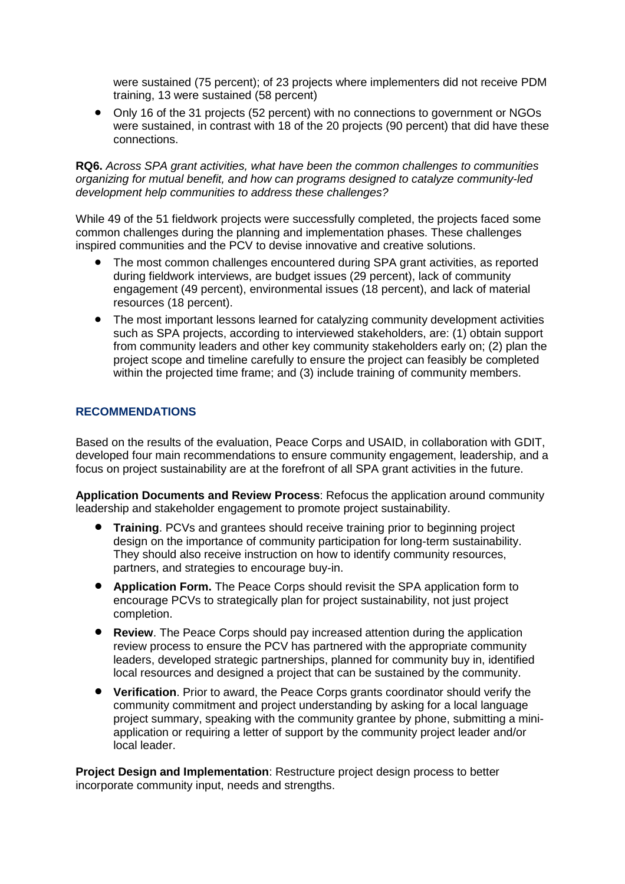were sustained (75 percent); of 23 projects where implementers did not receive PDM training, 13 were sustained (58 percent)

- Only 16 of the 31 projects (52 percent) with no connections to government or NGOs were sustained, in contrast with 18 of the 20 projects (90 percent) that did have these connections.

**RQ6.** *Across SPA grant activities, what have been the common challenges to communities organizing for mutual benefit, and how can programs designed to catalyze community-led development help communities to address these challenges?*

While 49 of the 51 fieldwork projects were successfully completed, the projects faced some common challenges during the planning and implementation phases. These challenges inspired communities and the PCV to devise innovative and creative solutions.

- The most common challenges encountered during SPA grant activities, as reported during fieldwork interviews, are budget issues (29 percent), lack of community engagement (49 percent), environmental issues (18 percent), and lack of material resources (18 percent).
- The most important lessons learned for catalyzing community development activities such as SPA projects, according to interviewed stakeholders, are: (1) obtain support from community leaders and other key community stakeholders early on; (2) plan the project scope and timeline carefully to ensure the project can feasibly be completed within the projected time frame; and (3) include training of community members.

## RECOMMENDATIONS

Based on the results of the evaluation, Peace Corps and USAID, in collaboration with GDIT, developed four main recommendations to ensure community engagement, leadership, and a focus on project sustainability are at the forefront of all SPA grant activities in the future.

**Application Documents and Review Process**: Refocus the application around community leadership and stakeholder engagement to promote project sustainability.

- **Training**. PCVs and grantees should receive training prior to beginning project design on the importance of community participation for long-term sustainability. They should also receive instruction on how to identify community resources, partners, and strategies to encourage buy-in.
- **Application Form.** The Peace Corps should revisit the SPA application form to encourage PCVs to strategically plan for project sustainability, not just project completion.
- **Review**. The Peace Corps should pay increased attention during the application review process to ensure the PCV has partnered with the appropriate community leaders, developed strategic partnerships, planned for community buy in, identified local resources and designed a project that can be sustained by the community.
- **Verification**. Prior to award, the Peace Corps grants coordinator should verify the community commitment and project understanding by asking for a local language project summary, speaking with the community grantee by phone, submitting a mini-application or requiring a letter of support by the community project leader and/or local leader.

**Project Design and Implementation**: Restructure project design process to better incorporate community input, needs and strengths.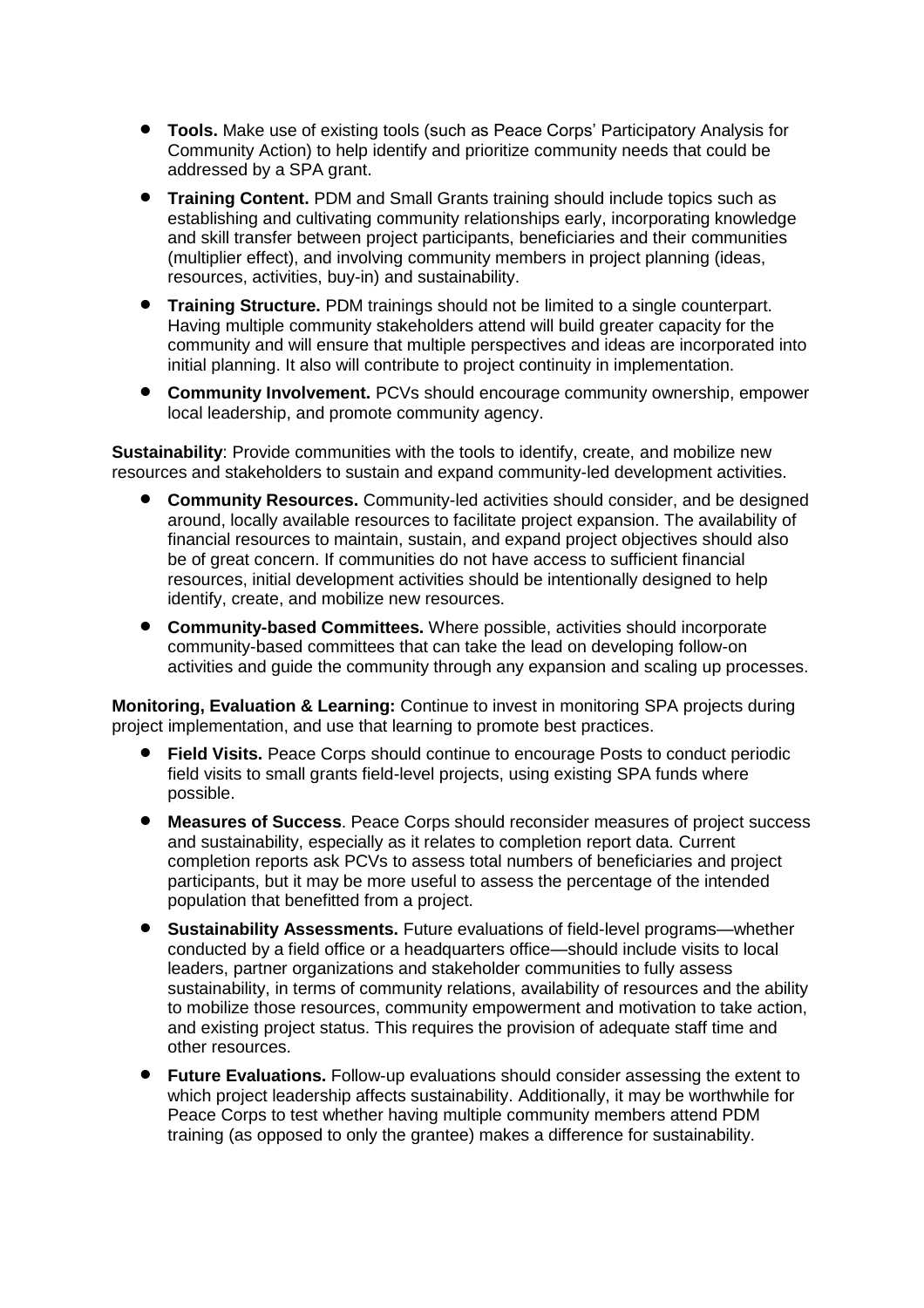- **Tools.** Make use of existing tools (such as Peace Corps' Participatory Analysis for Community Action) to help identify and prioritize community needs that could be addressed by a SPA grant.
- **Training Content.** PDM and Small Grants training should include topics such as establishing and cultivating community relationships early, incorporating knowledge and skill transfer between project participants, beneficiaries and their communities (multiplier effect), and involving community members in project planning (ideas, resources, activities, buy-in) and sustainability.
- **Training Structure.** PDM trainings should not be limited to a single counterpart. Having multiple community stakeholders attend will build greater capacity for the community and will ensure that multiple perspectives and ideas are incorporated into initial planning. It also will contribute to project continuity in implementation.
- **Community Involvement.** PCVs should encourage community ownership, empower local leadership, and promote community agency.

**Sustainability**: Provide communities with the tools to identify, create, and mobilize new resources and stakeholders to sustain and expand community-led development activities.

- **Community Resources.** Community-led activities should consider, and be designed around, locally available resources to facilitate project expansion. The availability of financial resources to maintain, sustain, and expand project objectives should also be of great concern. If communities do not have access to sufficient financial resources, initial development activities should be intentionally designed to help identify, create, and mobilize new resources.
- **Community-based Committees.** Where possible, activities should incorporate community-based committees that can take the lead on developing follow-on activities and guide the community through any expansion and scaling up processes.

**Monitoring, Evaluation & Learning:** Continue to invest in monitoring SPA projects during project implementation, and use that learning to promote best practices.

- **Field Visits.** Peace Corps should continue to encourage Posts to conduct periodic field visits to small grants field-level projects, using existing SPA funds where possible.
- **Measures of Success**. Peace Corps should reconsider measures of project success and sustainability, especially as it relates to completion report data. Current completion reports ask PCVs to assess total numbers of beneficiaries and project participants, but it may be more useful to assess the percentage of the intended population that benefitted from a project.
- **Sustainability Assessments.** Future evaluations of field-level programs—whether conducted by a field office or a headquarters office—should include visits to local leaders, partner organizations and stakeholder communities to fully assess sustainability, in terms of community relations, availability of resources and the ability to mobilize those resources, community empowerment and motivation to take action, and existing project status. This requires the provision of adequate staff time and other resources.
- **Future Evaluations.** Follow-up evaluations should consider assessing the extent to which project leadership affects sustainability. Additionally, it may be worthwhile for Peace Corps to test whether having multiple community members attend PDM training (as opposed to only the grantee) makes a difference for sustainability.